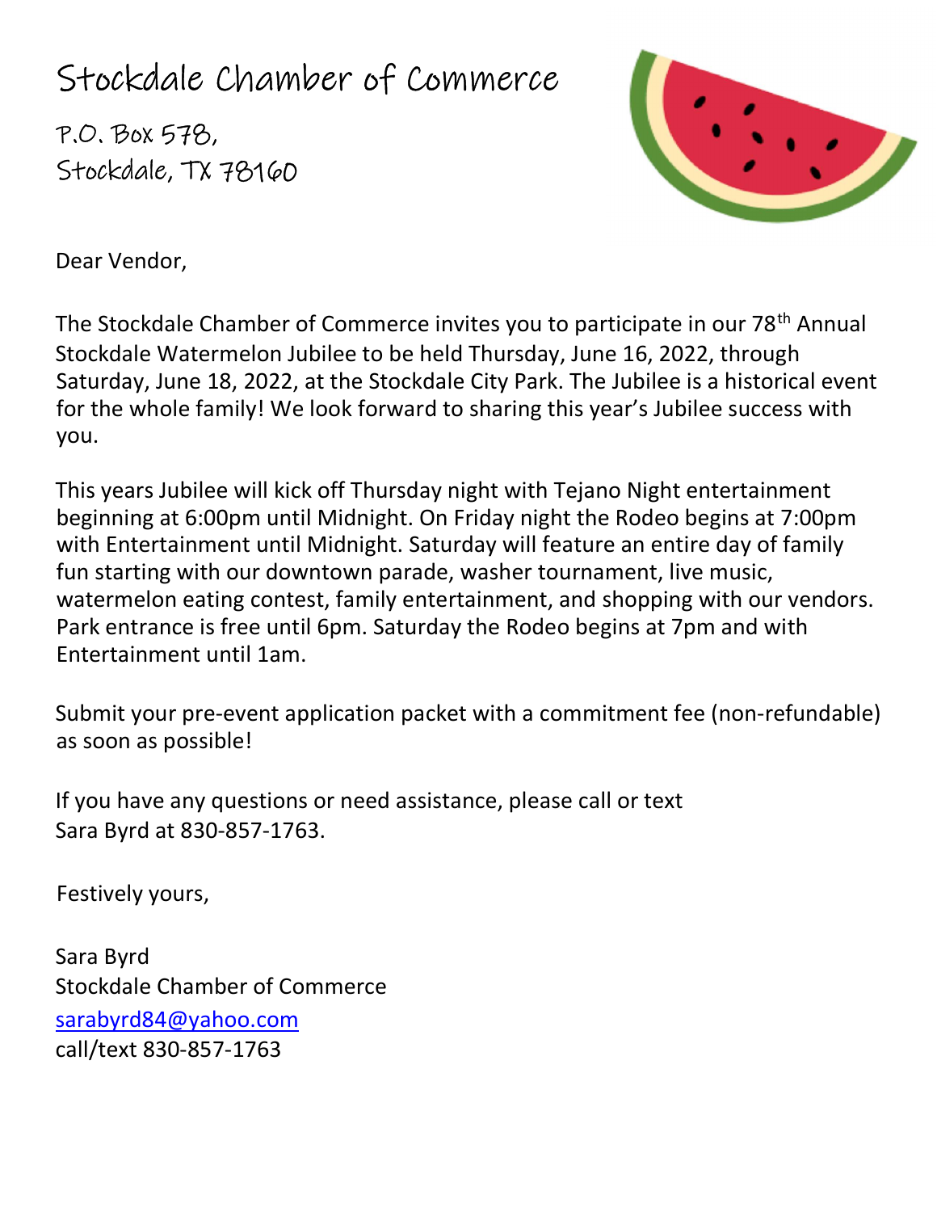# Stockdale Chamber of Commerce

P.O. Box 578,
Stockdale, TX 78160

Dear Vendor,

The Stockdale Chamber of Commerce invites you to participate in our 78th Annual Stockdale Watermelon Jubilee to be held Thursday, June 16, 2022, through Saturday, June 18, 2022, at the Stockdale City Park. The Jubilee is a historical event for the whole family! We look forward to sharing this year's Jubilee success with you.

This years Jubilee will kick off Thursday night with Tejano Night entertainment beginning at 6:00pm until Midnight. On Friday night the Rodeo begins at 7:00pm with Entertainment until Midnight. Saturday will feature an entire day of family fun starting with our downtown parade, washer tournament, live music, watermelon eating contest, family entertainment, and shopping with our vendors. Park entrance is free until 6pm. Saturday the Rodeo begins at 7pm and with Entertainment until 1am.

Submit your pre-event application packet with a commitment fee (non-refundable) as soon as possible!

If you have any questions or need assistance, please call or text Sara Byrd at 830-857-1763.

Festively yours,

Sara Byrd
Stockdale Chamber of Commerce
sarabyrd84@yahoo.com
call/text 830-857-1763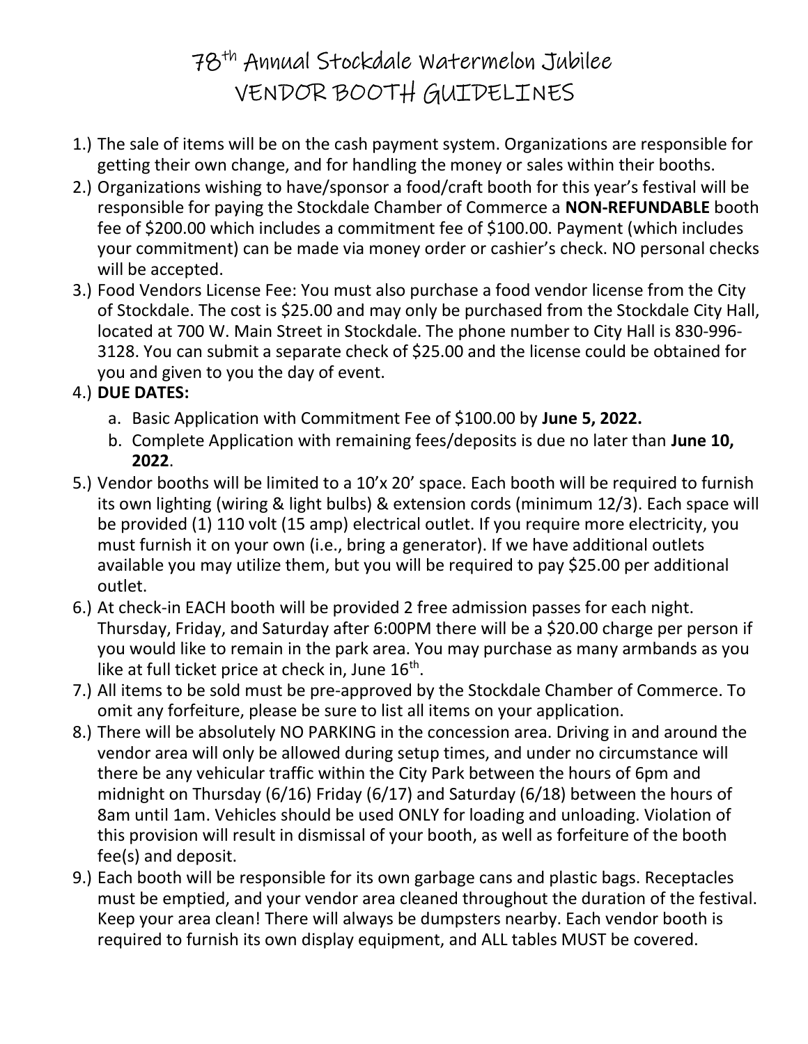# 78th Annual Stockdale Watermelon Jubilee
# VENDOR BOOTH GUIDELINES

1.) The sale of items will be on the cash payment system. Organizations are responsible for getting their own change, and for handling the money or sales within their booths.

2.) Organizations wishing to have/sponsor a food/craft booth for this year's festival will be responsible for paying the Stockdale Chamber of Commerce a **NON-REFUNDABLE** booth fee of $200.00 which includes a commitment fee of $100.00. Payment (which includes your commitment) can be made via money order or cashier's check. NO personal checks will be accepted.

3.) Food Vendors License Fee: You must also purchase a food vendor license from the City of Stockdale. The cost is $25.00 and may only be purchased from the Stockdale City Hall, located at 700 W. Main Street in Stockdale. The phone number to City Hall is 830-996-3128. You can submit a separate check of $25.00 and the license could be obtained for you and given to you the day of event.

4.) **DUE DATES:**
   a. Basic Application with Commitment Fee of $100.00 by **June 5, 2022.**
   b. Complete Application with remaining fees/deposits is due no later than **June 10, 2022**.

5.) Vendor booths will be limited to a 10'x 20' space. Each booth will be required to furnish its own lighting (wiring & light bulbs) & extension cords (minimum 12/3). Each space will be provided (1) 110 volt (15 amp) electrical outlet. If you require more electricity, you must furnish it on your own (i.e., bring a generator). If we have additional outlets available you may utilize them, but you will be required to pay $25.00 per additional outlet.

6.) At check-in EACH booth will be provided 2 free admission passes for each night. Thursday, Friday, and Saturday after 6:00PM there will be a $20.00 charge per person if you would like to remain in the park area. You may purchase as many armbands as you like at full ticket price at check in, June 16th.

7.) All items to be sold must be pre-approved by the Stockdale Chamber of Commerce. To omit any forfeiture, please be sure to list all items on your application.

8.) There will be absolutely NO PARKING in the concession area. Driving in and around the vendor area will only be allowed during setup times, and under no circumstance will there be any vehicular traffic within the City Park between the hours of 6pm and midnight on Thursday (6/16) Friday (6/17) and Saturday (6/18) between the hours of 8am until 1am. Vehicles should be used ONLY for loading and unloading. Violation of this provision will result in dismissal of your booth, as well as forfeiture of the booth fee(s) and deposit.

9.) Each booth will be responsible for its own garbage cans and plastic bags. Receptacles must be emptied, and your vendor area cleaned throughout the duration of the festival. Keep your area clean! There will always be dumpsters nearby. Each vendor booth is required to furnish its own display equipment, and ALL tables MUST be covered.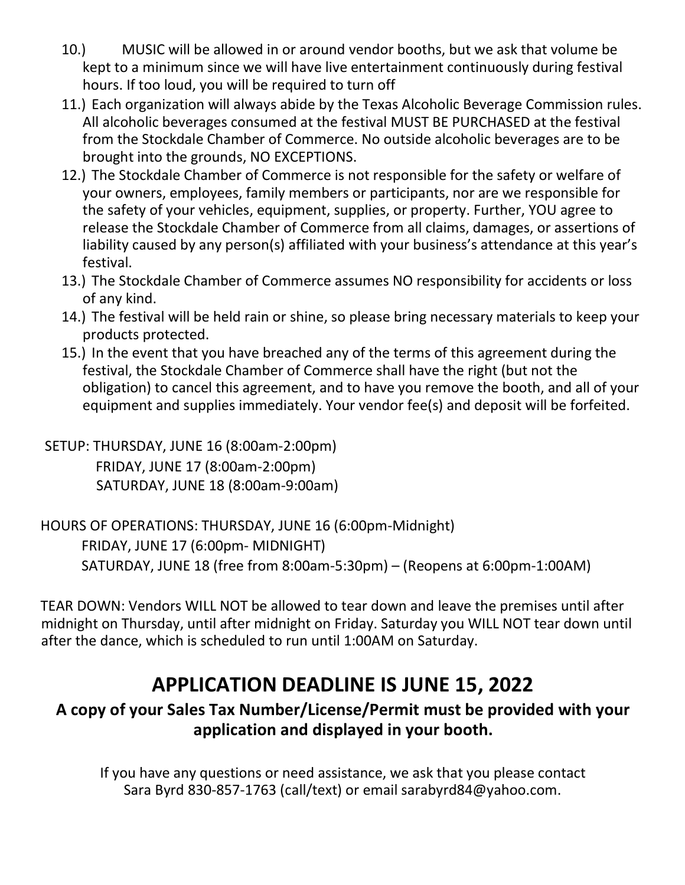10.) MUSIC will be allowed in or around vendor booths, but we ask that volume be kept to a minimum since we will have live entertainment continuously during festival hours. If too loud, you will be required to turn off

11.) Each organization will always abide by the Texas Alcoholic Beverage Commission rules. All alcoholic beverages consumed at the festival MUST BE PURCHASED at the festival from the Stockdale Chamber of Commerce. No outside alcoholic beverages are to be brought into the grounds, NO EXCEPTIONS.

12.) The Stockdale Chamber of Commerce is not responsible for the safety or welfare of your owners, employees, family members or participants, nor are we responsible for the safety of your vehicles, equipment, supplies, or property. Further, YOU agree to release the Stockdale Chamber of Commerce from all claims, damages, or assertions of liability caused by any person(s) affiliated with your business's attendance at this year's festival.

13.) The Stockdale Chamber of Commerce assumes NO responsibility for accidents or loss of any kind.

14.) The festival will be held rain or shine, so please bring necessary materials to keep your products protected.

15.) In the event that you have breached any of the terms of this agreement during the festival, the Stockdale Chamber of Commerce shall have the right (but not the obligation) to cancel this agreement, and to have you remove the booth, and all of your equipment and supplies immediately. Your vendor fee(s) and deposit will be forfeited.

SETUP: THURSDAY, JUNE 16 (8:00am-2:00pm)
FRIDAY, JUNE 17 (8:00am-2:00pm)
SATURDAY, JUNE 18 (8:00am-9:00am)

HOURS OF OPERATIONS: THURSDAY, JUNE 16 (6:00pm-Midnight)
FRIDAY, JUNE 17 (6:00pm- MIDNIGHT)
SATURDAY, JUNE 18 (free from 8:00am-5:30pm) – (Reopens at 6:00pm-1:00AM)

TEAR DOWN: Vendors WILL NOT be allowed to tear down and leave the premises until after midnight on Thursday, until after midnight on Friday. Saturday you WILL NOT tear down until after the dance, which is scheduled to run until 1:00AM on Saturday.

## APPLICATION DEADLINE IS JUNE 15, 2022

**A copy of your Sales Tax Number/License/Permit must be provided with your application and displayed in your booth.**

If you have any questions or need assistance, we ask that you please contact Sara Byrd 830-857-1763 (call/text) or email sarabyrd84@yahoo.com.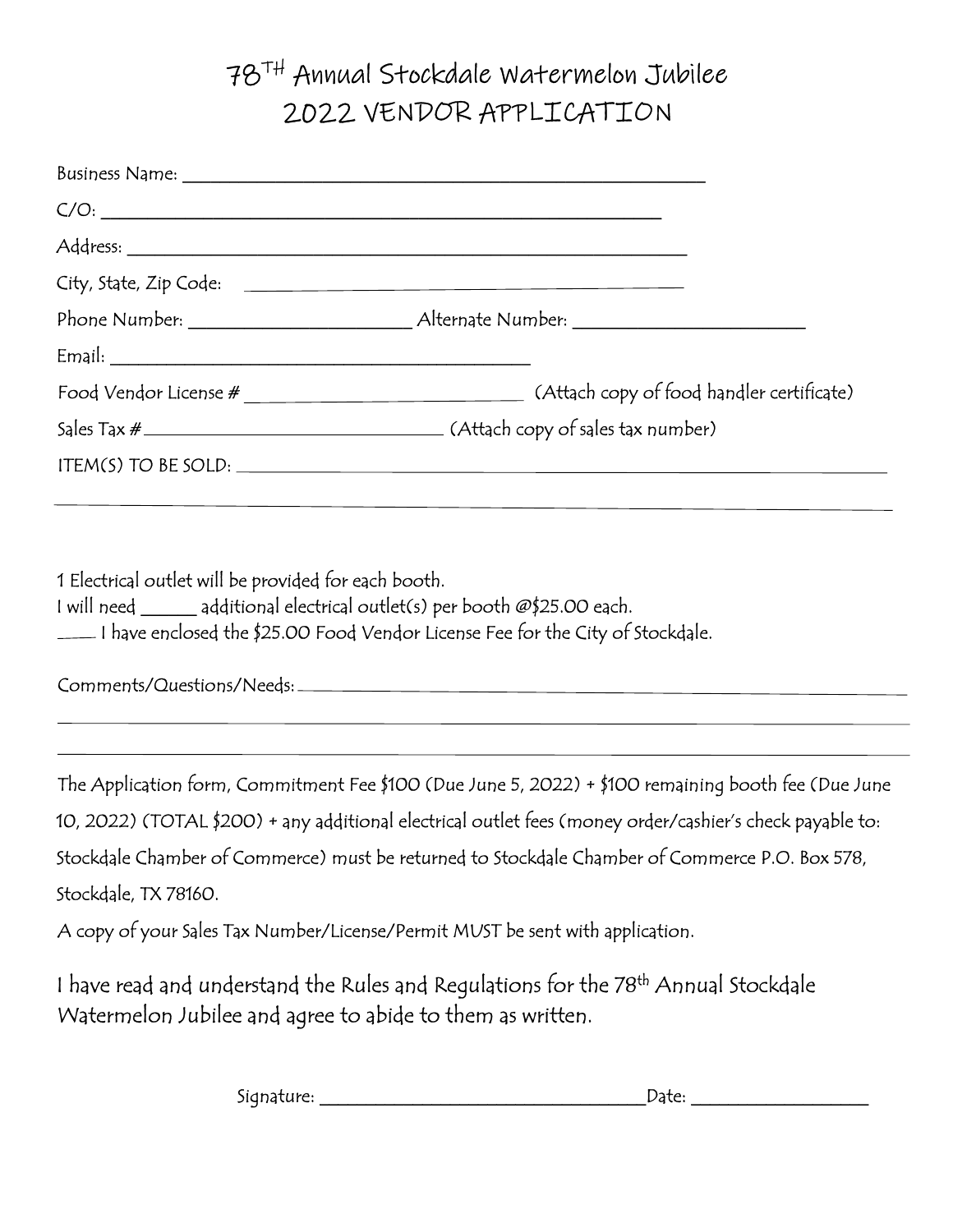# 78[TH] Annual Stockdale Watermelon Jubilee
# 2022 VENDOR APPLICATION

Business Name: ___________________________________________________

C/O: ___________________________________________________

Address: ___________________________________________________

City, State, Zip Code: _________________________________________

Phone Number: ____________________ Alternate Number: ____________________

Email: _______________________________________

Food Vendor License # _________________________ (Attach copy of food handler certificate)

Sales Tax # _________________________ (Attach copy of sales tax number)

ITEM(S) TO BE SOLD: ___________________________________________________

___________________________________________________________________________

1 Electrical outlet will be provided for each booth.
I will need ______ additional electrical outlet(s) per booth @$25.00 each.
____ I have enclosed the $25.00 Food Vendor License Fee for the City of Stockdale.

Comments/Questions/Needs: ___________________________________________________

___________________________________________________________________________

___________________________________________________________________________

The Application form, Commitment Fee $100 (Due June 5, 2022) + $100 remaining booth fee (Due June 10, 2022) (TOTAL $200) + any additional electrical outlet fees (money order/cashier's check payable to: Stockdale Chamber of Commerce) must be returned to Stockdale Chamber of Commerce P.O. Box 578, Stockdale, TX 78160.

A copy of your Sales Tax Number/License/Permit MUST be sent with application.

I have read and understand the Rules and Regulations for the 78th Annual Stockdale Watermelon Jubilee and agree to abide to them as written.

Signature: ______________________________ Date: ________________